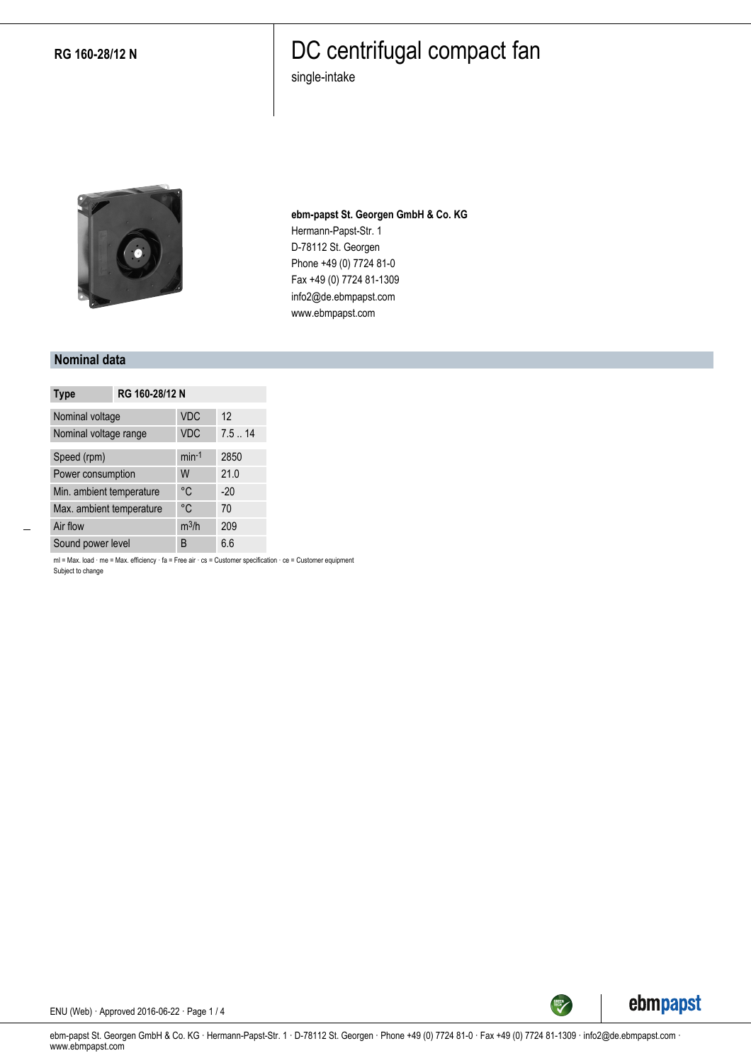**RG 160-28/12 N**

# DC centrifugal compact fan

single-intake

**ebm-papst St. Georgen GmbH & Co. KG**
Hermann-Papst-Str. 1
D-78112 St. Georgen
Phone +49 (0) 7724 81-0
Fax +49 (0) 7724 81-1309
info2@de.ebmpapst.com
www.ebmpapst.com

## Nominal data

| Type | | RG 160-28/12 N |
|---|---|---|
| Nominal voltage | VDC | 12 |
| Nominal voltage range | VDC | 7.5 .. 14 |
| Speed (rpm) | $min^{-1}$ | 2850 |
| Power consumption | W | 21.0 |
| Min. ambient temperature | °C | -20 |
| Max. ambient temperature | °C | 70 |
| Air flow | $m^3/h$ | 209 |
| Sound power level | B | 6.6 |

ml = Max. load · me = Max. efficiency · fa = Free air · cs = Customer specification · ce = Customer equipment
Subject to change

ENU (Web) · Approved 2016-06-22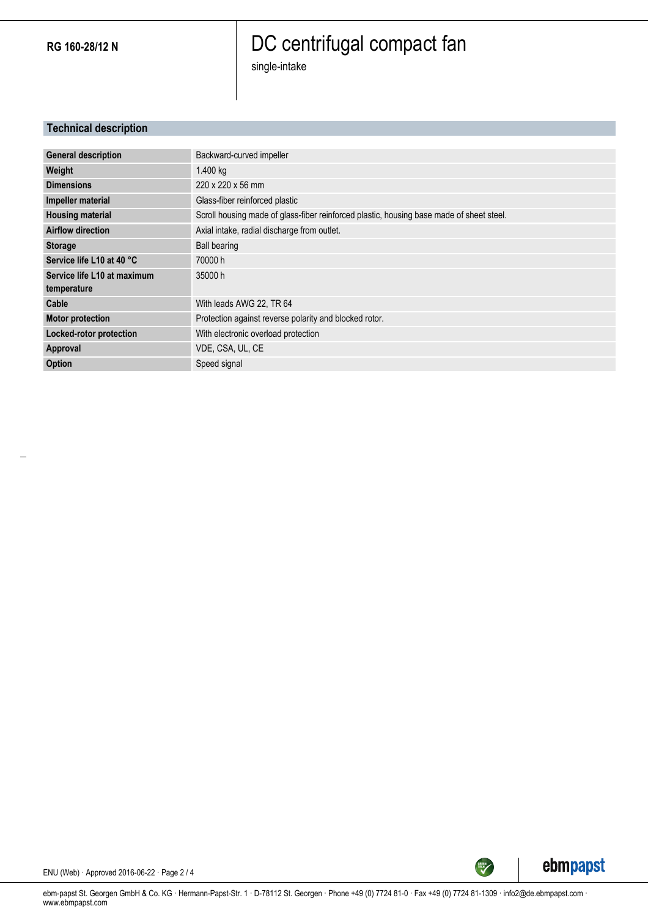**RG 160-28/12 N**

# DC centrifugal compact fan

single-intake

## Technical description

| | |
|---|---|
| **General description** | Backward-curved impeller |
| **Weight** | 1.400 kg |
| **Dimensions** | 220 x 220 x 56 mm |
| **Impeller material** | Glass-fiber reinforced plastic |
| **Housing material** | Scroll housing made of glass-fiber reinforced plastic, housing base made of sheet steel. |
| **Airflow direction** | Axial intake, radial discharge from outlet. |
| **Storage** | Ball bearing |
| **Service life L10 at 40 °C** | 70000 h |
| **Service life L10 at maximum temperature** | 35000 h |
| **Cable** | With leads AWG 22, TR 64 |
| **Motor protection** | Protection against reverse polarity and blocked rotor. |
| **Locked-rotor protection** | With electronic overload protection |
| **Approval** | VDE, CSA, UL, CE |
| **Option** | Speed signal |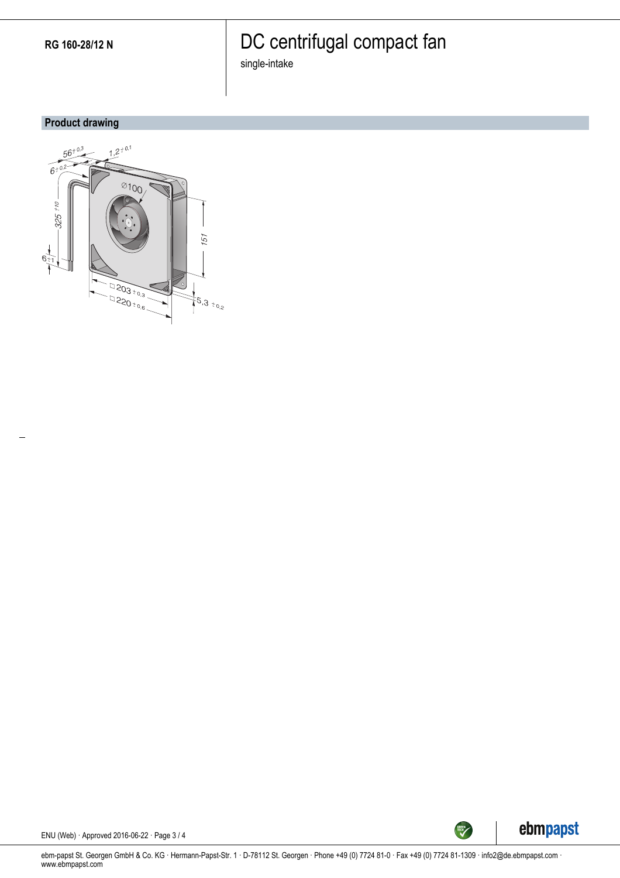RG 160-28/12 N

# DC centrifugal compact fan

single-intake

## Product drawing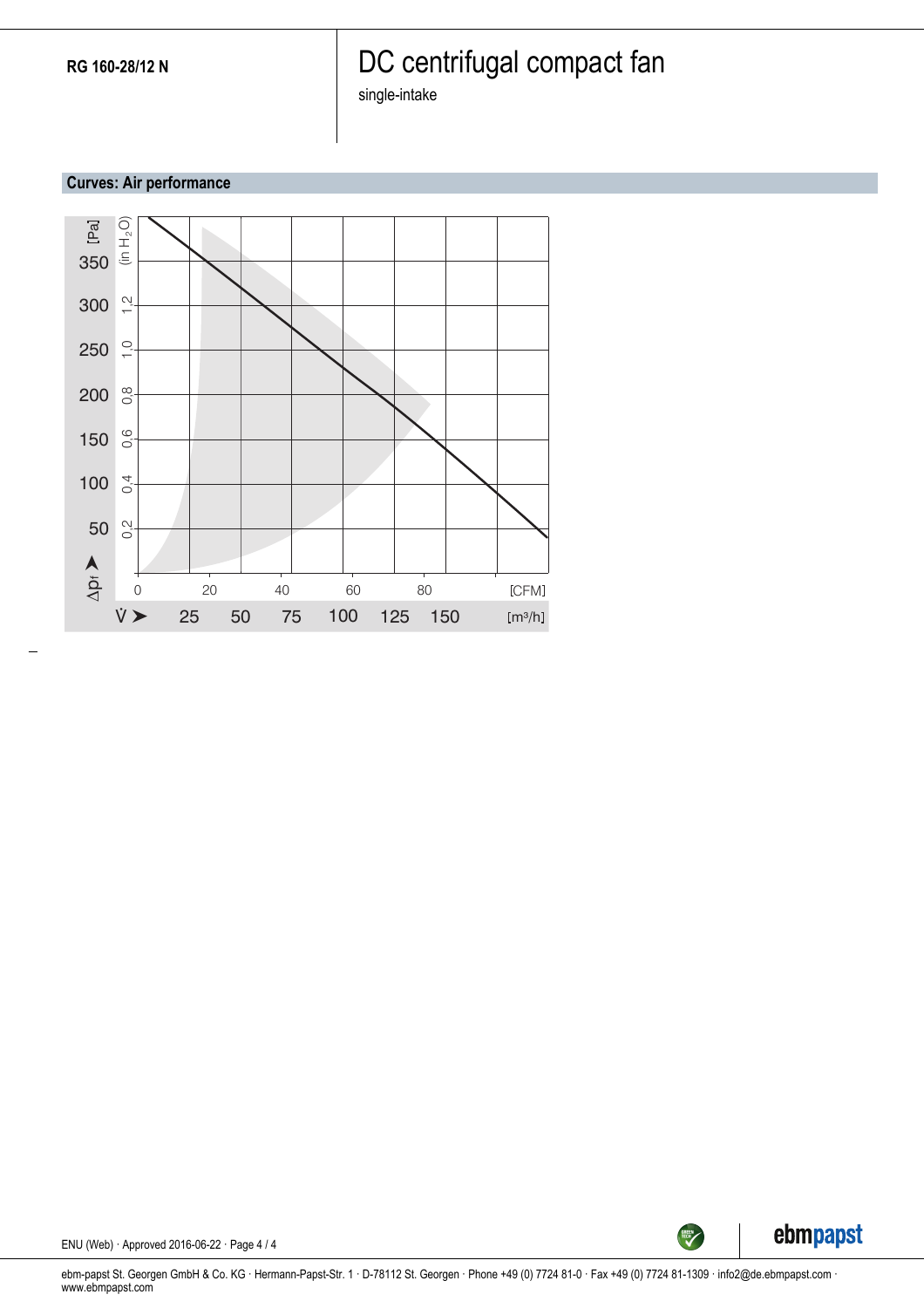RG 160-28/12 N

# DC centrifugal compact fan

single-intake

## Curves: Air performance

[Pa] (in $H_2O$)

350
300 1,2
250 1,0
200 0,8
150 0,6
100 0,4
50 0,2

$\Delta p_f$

0 20 40 60 80 [CFM]

$\dot{V}$ 25 50 75 100 125 150 [m³/h]

ENU (Web) · Approved 2016-06-22 · Page 4 / 4

ebm-papst St. Georgen GmbH & Co. KG · Hermann-Papst-Str. 1 · D-78112 St. Georgen · Phone +49 (0) 7724 81-0 · Fax +49 (0) 7724 81-1309 · info2@de.ebmpapst.com · www.ebmpapst.com